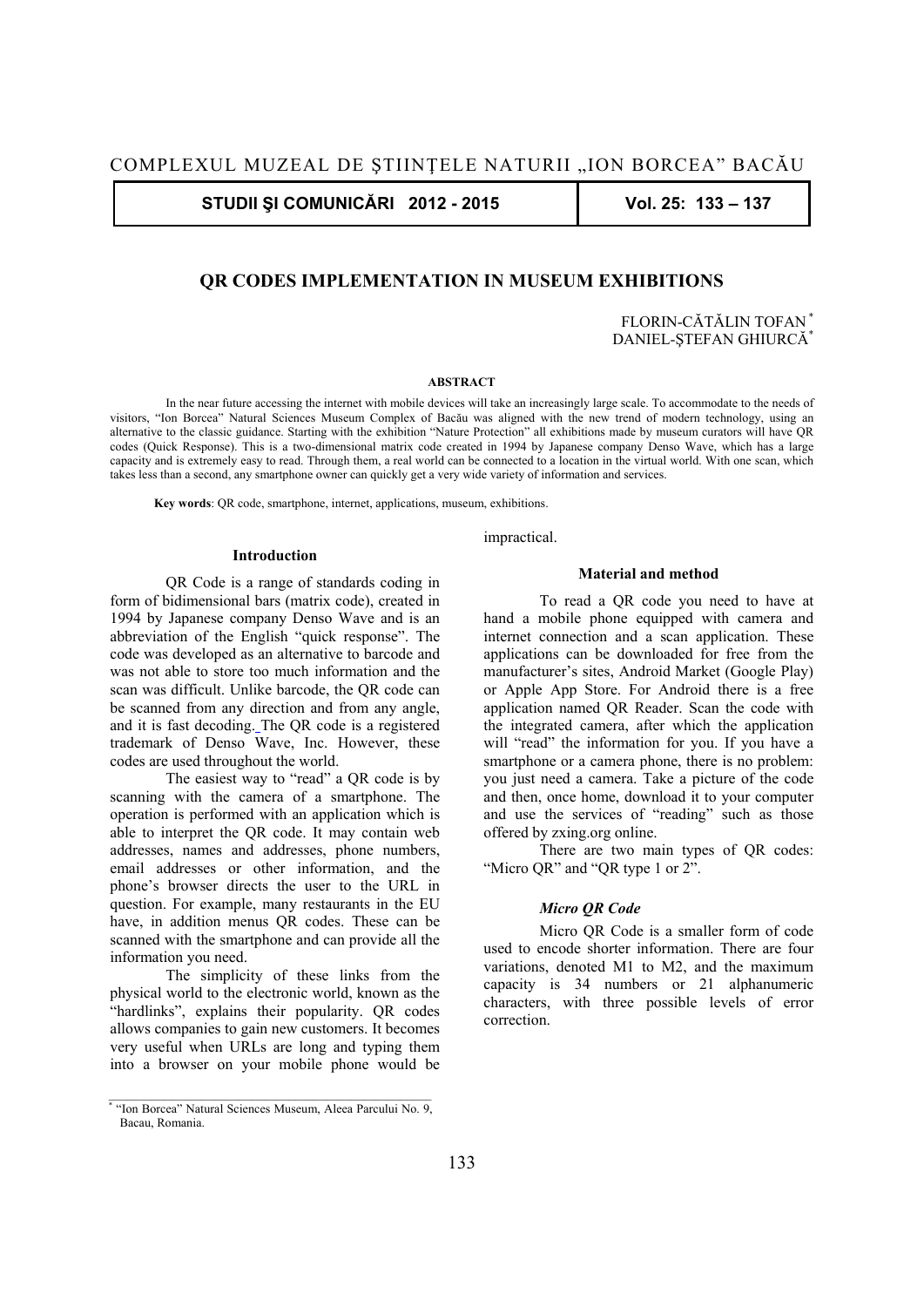# QR CODES IMPLEMENTATION IN MUSEUM EXHIBITIONS

FLORIN-CĂTĂLIN TOFAN *
DANIEL-ŞTEFAN GHIURCĂ*

**ABSTRACT**

In the near future accessing the internet with mobile devices will take an increasingly large scale. To accommodate to the needs of visitors, "Ion Borcea" Natural Sciences Museum Complex of Bacău was aligned with the new trend of modern technology, using an alternative to the classic guidance. Starting with the exhibition "Nature Protection" all exhibitions made by museum curators will have QR codes (Quick Response). This is a two-dimensional matrix code created in 1994 by Japanese company Denso Wave, which has a large capacity and is extremely easy to read. Through them, a real world can be connected to a location in the virtual world. With one scan, which takes less than a second, any smartphone owner can quickly get a very wide variety of information and services.

**Key words**: QR code, smartphone, internet, applications, museum, exhibitions.

## Introduction

QR Code is a range of standards coding in form of bidimensional bars (matrix code), created in 1994 by Japanese company Denso Wave and is an abbreviation of the English "quick response". The code was developed as an alternative to barcode and was not able to store too much information and the scan was difficult. Unlike barcode, the QR code can be scanned from any direction and from any angle, and it is fast decoding. The QR code is a registered trademark of Denso Wave, Inc. However, these codes are used throughout the world.

The easiest way to "read" a QR code is by scanning with the camera of a smartphone. The operation is performed with an application which is able to interpret the QR code. It may contain web addresses, names and addresses, phone numbers, email addresses or other information, and the phone's browser directs the user to the URL in question. For example, many restaurants in the EU have, in addition menus QR codes. These can be scanned with the smartphone and can provide all the information you need.

The simplicity of these links from the physical world to the electronic world, known as the "hardlinks", explains their popularity. QR codes allows companies to gain new customers. It becomes very useful when URLs are long and typing them into a browser on your mobile phone would be impractical.

## Material and method

To read a QR code you need to have at hand a mobile phone equipped with camera and internet connection and a scan application. These applications can be downloaded for free from the manufacturer's sites, Android Market (Google Play) or Apple App Store. For Android there is a free application named QR Reader. Scan the code with the integrated camera, after which the application will "read" the information for you. If you have a smartphone or a camera phone, there is no problem: you just need a camera. Take a picture of the code and then, once home, download it to your computer and use the services of "reading" such as those offered by zxing.org online.

There are two main types of QR codes: "Micro QR" and "QR type 1 or 2".

### *Micro QR Code*

Micro QR Code is a smaller form of code used to encode shorter information. There are four variations, denoted M1 to M2, and the maximum capacity is 34 numbers or 21 alphanumeric characters, with three possible levels of error correction.

---

* "Ion Borcea" Natural Sciences Museum, Aleea Parcului No. 9, Bacau, Romania.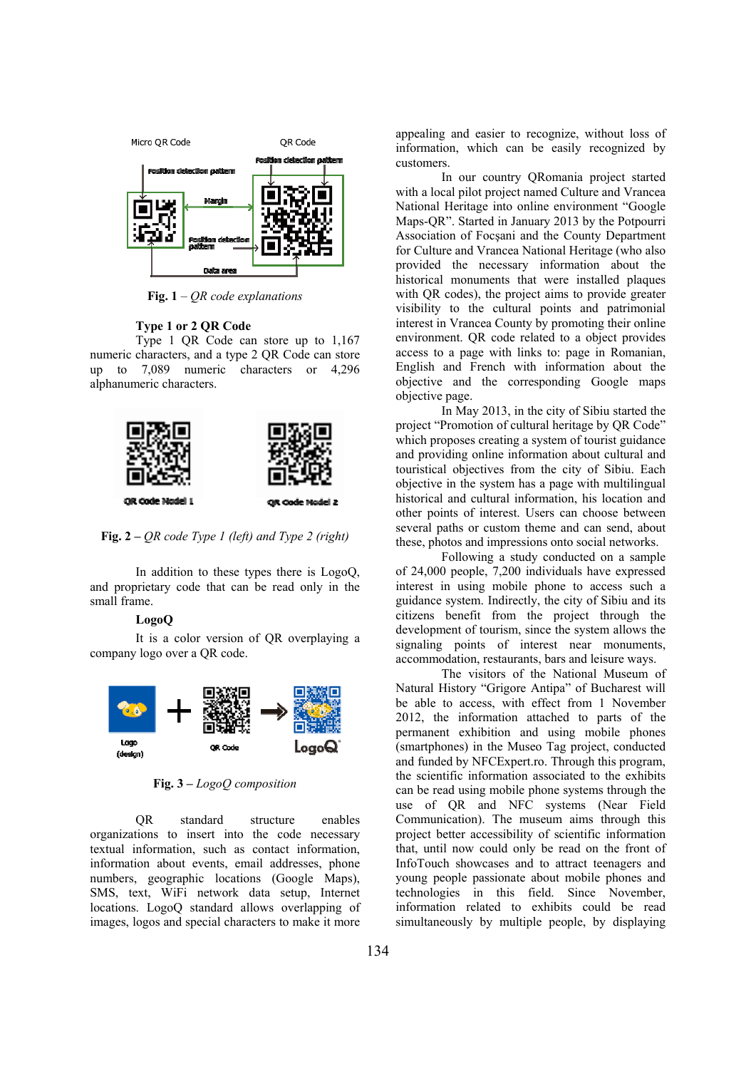**Fig. 1** – *QR code explanations*

**Type 1 or 2 QR Code**

Type 1 QR Code can store up to 1,167 numeric characters, and a type 2 QR Code can store up to 7,089 numeric characters or 4,296 alphanumeric characters.

**Fig. 2 –** *QR code Type 1 (left) and Type 2 (right)*

In addition to these types there is LogoQ, and proprietary code that can be read only in the small frame.

**LogoQ**

It is a color version of QR overplaying a company logo over a QR code.

**Fig. 3 –** *LogoQ composition*

QR standard structure enables organizations to insert into the code necessary textual information, such as contact information, information about events, email addresses, phone numbers, geographic locations (Google Maps), SMS, text, WiFi network data setup, Internet locations. LogoQ standard allows overlapping of images, logos and special characters to make it more appealing and easier to recognize, without loss of information, which can be easily recognized by customers.

In our country QRomania project started with a local pilot project named Culture and Vrancea National Heritage into online environment "Google Maps-QR". Started in January 2013 by the Potpourri Association of Focşani and the County Department for Culture and Vrancea National Heritage (who also provided the necessary information about the historical monuments that were installed plaques with QR codes), the project aims to provide greater visibility to the cultural points and patrimonial interest in Vrancea County by promoting their online environment. QR code related to a object provides access to a page with links to: page in Romanian, English and French with information about the objective and the corresponding Google maps objective page.

In May 2013, in the city of Sibiu started the project "Promotion of cultural heritage by QR Code" which proposes creating a system of tourist guidance and providing online information about cultural and touristical objectives from the city of Sibiu. Each objective in the system has a page with multilingual historical and cultural information, his location and other points of interest. Users can choose between several paths or custom theme and can send, about these, photos and impressions onto social networks.

Following a study conducted on a sample of 24,000 people, 7,200 individuals have expressed interest in using mobile phone to access such a guidance system. Indirectly, the city of Sibiu and its citizens benefit from the project through the development of tourism, since the system allows the signaling points of interest near monuments, accommodation, restaurants, bars and leisure ways.

The visitors of the National Museum of Natural History "Grigore Antipa" of Bucharest will be able to access, with effect from 1 November 2012, the information attached to parts of the permanent exhibition and using mobile phones (smartphones) in the Museo Tag project, conducted and funded by NFCExpert.ro. Through this program, the scientific information associated to the exhibits can be read using mobile phone systems through the use of QR and NFC systems (Near Field Communication). The museum aims through this project better accessibility of scientific information that, until now could only be read on the front of InfoTouch showcases and to attract teenagers and young people passionate about mobile phones and technologies in this field. Since November, information related to exhibits could be read simultaneously by multiple people, by displaying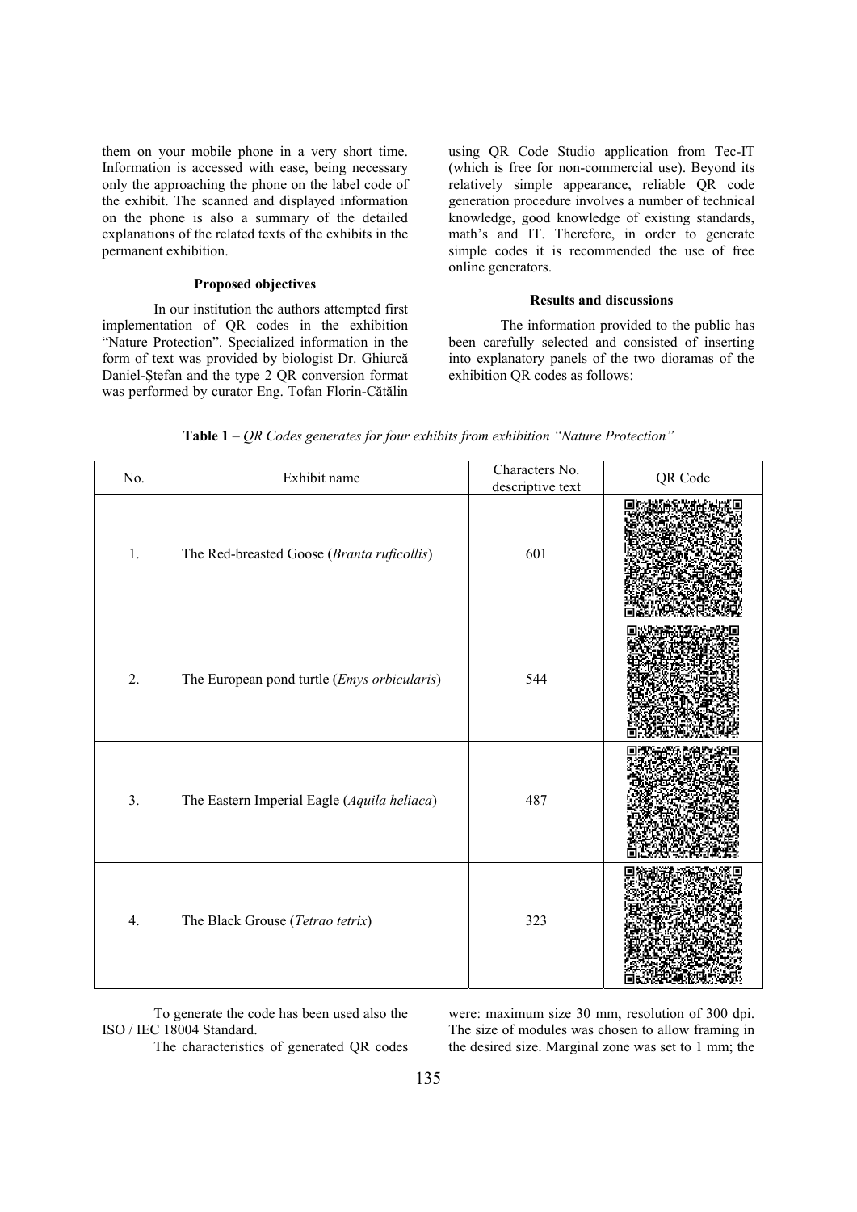them on your mobile phone in a very short time. Information is accessed with ease, being necessary only the approaching the phone on the label code of the exhibit. The scanned and displayed information on the phone is also a summary of the detailed explanations of the related texts of the exhibits in the permanent exhibition.

### Proposed objectives

In our institution the authors attempted first implementation of QR codes in the exhibition "Nature Protection". Specialized information in the form of text was provided by biologist Dr. Ghiurcă Daniel-Ștefan and the type 2 QR conversion format was performed by curator Eng. Tofan Florin-Cătălin using QR Code Studio application from Tec-IT (which is free for non-commercial use). Beyond its relatively simple appearance, reliable QR code generation procedure involves a number of technical knowledge, good knowledge of existing standards, math's and IT. Therefore, in order to generate simple codes it is recommended the use of free online generators.

### Results and discussions

The information provided to the public has been carefully selected and consisted of inserting into explanatory panels of the two dioramas of the exhibition QR codes as follows:

**Table 1** – *QR Codes generates for four exhibits from exhibition "Nature Protection"*

| No. | Exhibit name | Characters No. descriptive text | QR Code |
|---|---|---|---|
| 1. | The Red-breasted Goose (*Branta ruficollis*) | 601 | |
| 2. | The European pond turtle (*Emys orbicularis*) | 544 | |
| 3. | The Eastern Imperial Eagle (*Aquila heliaca*) | 487 | |
| 4. | The Black Grouse (*Tetrao tetrix*) | 323 | |

To generate the code has been used also the ISO / IEC 18004 Standard.

The characteristics of generated QR codes were: maximum size 30 mm, resolution of 300 dpi. The size of modules was chosen to allow framing in the desired size. Marginal zone was set to 1 mm; the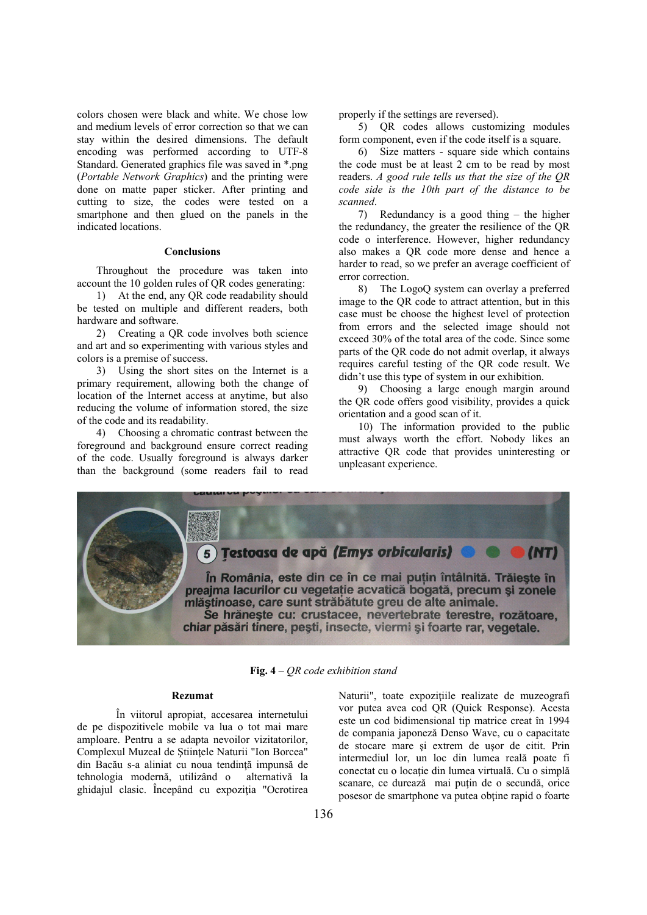colors chosen were black and white. We chose low and medium levels of error correction so that we can stay within the desired dimensions. The default encoding was performed according to UTF-8 Standard. Generated graphics file was saved in *.png (*Portable Network Graphics*) and the printing were done on matte paper sticker. After printing and cutting to size, the codes were tested on a smartphone and then glued on the panels in the indicated locations.

## Conclusions

Throughout the procedure was taken into account the 10 golden rules of QR codes generating:

1) At the end, any QR code readability should be tested on multiple and different readers, both hardware and software.

2) Creating a QR code involves both science and art and so experimenting with various styles and colors is a premise of success.

3) Using the short sites on the Internet is a primary requirement, allowing both the change of location of the Internet access at anytime, but also reducing the volume of information stored, the size of the code and its readability.

4) Choosing a chromatic contrast between the foreground and background ensure correct reading of the code. Usually foreground is always darker than the background (some readers fail to read properly if the settings are reversed).

5) QR codes allows customizing modules form component, even if the code itself is a square.

6) Size matters - square side which contains the code must be at least 2 cm to be read by most readers. *A good rule tells us that the size of the QR code side is the 10th part of the distance to be scanned.*

7) Redundancy is a good thing – the higher the redundancy, the greater the resilience of the QR code o interference. However, higher redundancy also makes a QR code more dense and hence a harder to read, so we prefer an average coefficient of error correction.

8) The LogoQ system can overlay a preferred image to the QR code to attract attention, but in this case must be choose the highest level of protection from errors and the selected image should not exceed 30% of the total area of the code. Since some parts of the QR code do not admit overlap, it always requires careful testing of the QR code result. We didn't use this type of system in our exhibition.

9) Choosing a large enough margin around the QR code offers good visibility, provides a quick orientation and a good scan of it.

10) The information provided to the public must always worth the effort. Nobody likes an attractive QR code that provides uninteresting or unpleasant experience.

**Fig. 4** – *QR code exhibition stand*

## Rezumat

În viitorul apropiat, accesarea internetului de pe dispozitivele mobile va lua o tot mai mare amploare. Pentru a se adapta nevoilor vizitatorilor, Complexul Muzeal de Ştiinţele Naturii "Ion Borcea" din Bacău s-a aliniat cu noua tendinţă impunsă de tehnologia modernă, utilizând o alternativă la ghidajul clasic. Începând cu expoziţia "Ocrotirea Naturii", toate expoziţiile realizate de muzeografi vor putea avea cod QR (Quick Response). Acesta este un cod bidimensional tip matrice creat în 1994 de compania japoneză Denso Wave, cu o capacitate de stocare mare şi extrem de uşor de citit. Prin intermediul lor, un loc din lumea reală poate fi conectat cu o locaţie din lumea virtuală. Cu o simplă scanare, ce durează mai puţin de o secundă, orice posesor de smartphone va putea obţine rapid o foarte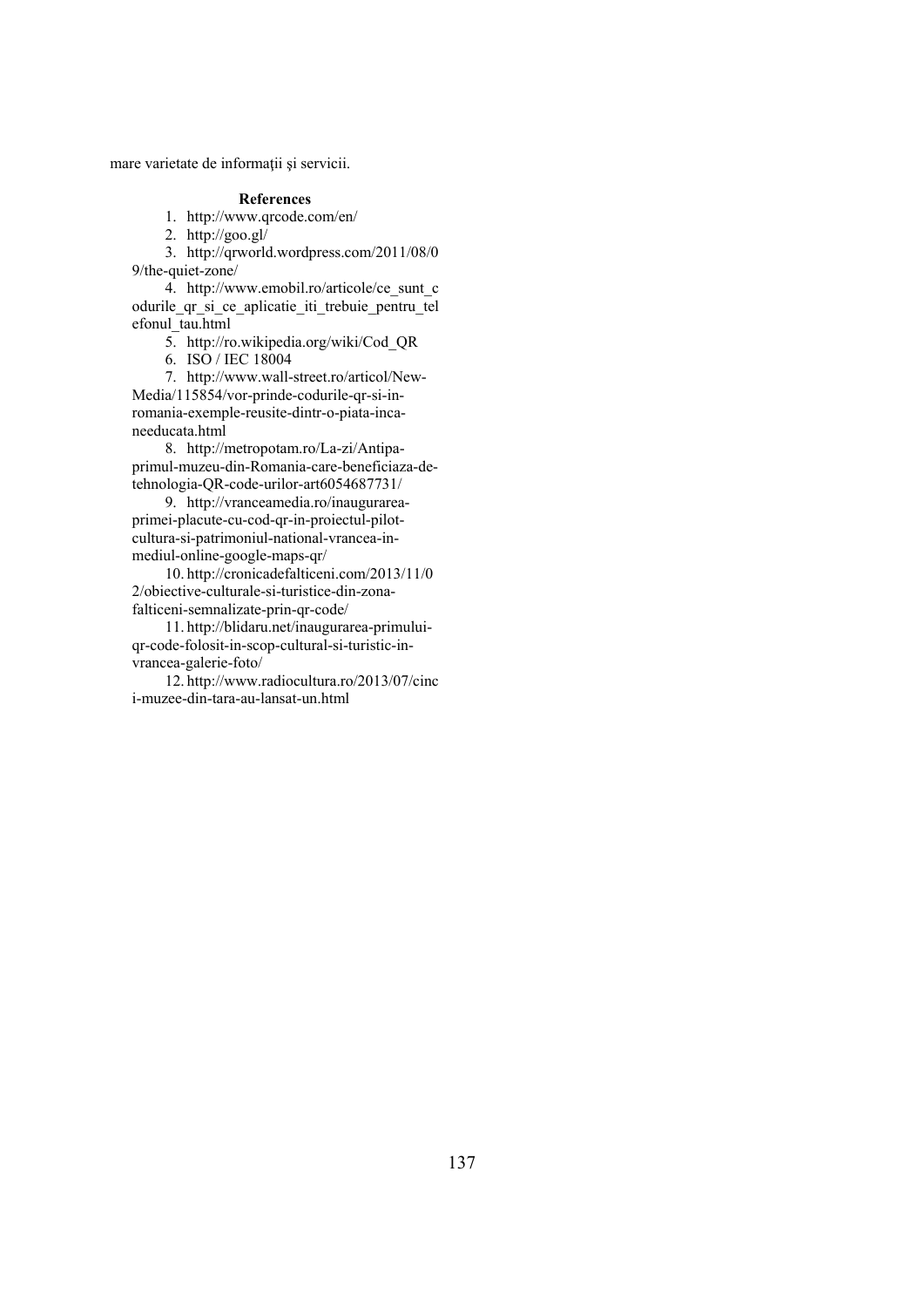mare varietate de informaţii şi servicii.

**References**

1. http://www.qrcode.com/en/
2. http://goo.gl/
3. http://qrworld.wordpress.com/2011/08/09/the-quiet-zone/
4. http://www.emobil.ro/articole/ce_sunt_codurile_qr_si_ce_aplicatie_iti_trebuie_pentru_telefonul_tau.html
5. http://ro.wikipedia.org/wiki/Cod_QR
6. ISO / IEC 18004
7. http://www.wall-street.ro/articol/New-Media/115854/vor-prinde-codurile-qr-si-in-romania-exemple-reusite-dintr-o-piata-inca-needucata.html
8. http://metropotam.ro/La-zi/Antipa-primul-muzeu-din-Romania-care-beneficiaza-de-tehnologia-QR-code-urilor-art6054687731/
9. http://vranceamedia.ro/inaugurarea-primei-placute-cu-cod-qr-in-proiectul-pilot-cultura-si-patrimoniul-national-vrancea-in-mediul-online-google-maps-qr/
10. http://cronicadefalticeni.com/2013/11/02/obiective-culturale-si-turistice-din-zona-falticeni-semnalizate-prin-qr-code/
11. http://blidaru.net/inaugurarea-primului-qr-code-folosit-in-scop-cultural-si-turistic-in-vrancea-galerie-foto/
12. http://www.radiocultura.ro/2013/07/cinci-muzee-din-tara-au-lansat-un.html